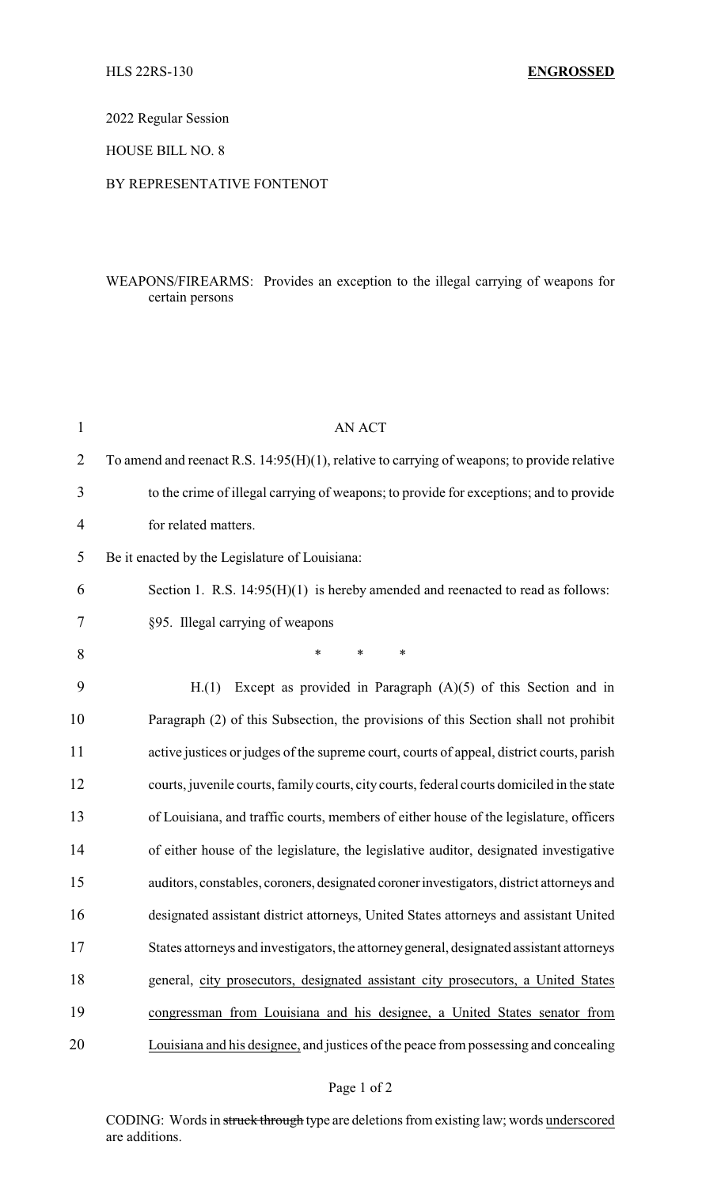HLS 22RS-130 **ENGROSSED**

2022 Regular Session

HOUSE BILL NO. 8

BY REPRESENTATIVE FONTENOT

WEAPONS/FIREARMS: Provides an exception to the illegal carrying of weapons for certain persons

AN ACT

To amend and reenact R.S. 14:95(H)(1), relative to carrying of weapons; to provide relative to the crime of illegal carrying of weapons; to provide for exceptions; and to provide for related matters.

Be it enacted by the Legislature of Louisiana:

Section 1. R.S. 14:95(H)(1) is hereby amended and reenacted to read as follows:

§95. Illegal carrying of weapons

\* \* \*

H.(1) Except as provided in Paragraph (A)(5) of this Section and in Paragraph (2) of this Subsection, the provisions of this Section shall not prohibit active justices or judges of the supreme court, courts of appeal, district courts, parish courts, juvenile courts, family courts, city courts, federal courts domiciled in the state of Louisiana, and traffic courts, members of either house of the legislature, officers of either house of the legislature, the legislative auditor, designated investigative auditors, constables, coroners, designated coroner investigators, district attorneys and designated assistant district attorneys, United States attorneys and assistant United States attorneys and investigators, the attorney general, designated assistant attorneys general, <u>city prosecutors, designated assistant city prosecutors, a United States congressman from Louisiana and his designee, a United States senator from Louisiana and his designee,</u> and justices of the peace from possessing and concealing

CODING: Words in ~~struck through~~ type are deletions from existing law; words <u>underscored</u> are additions.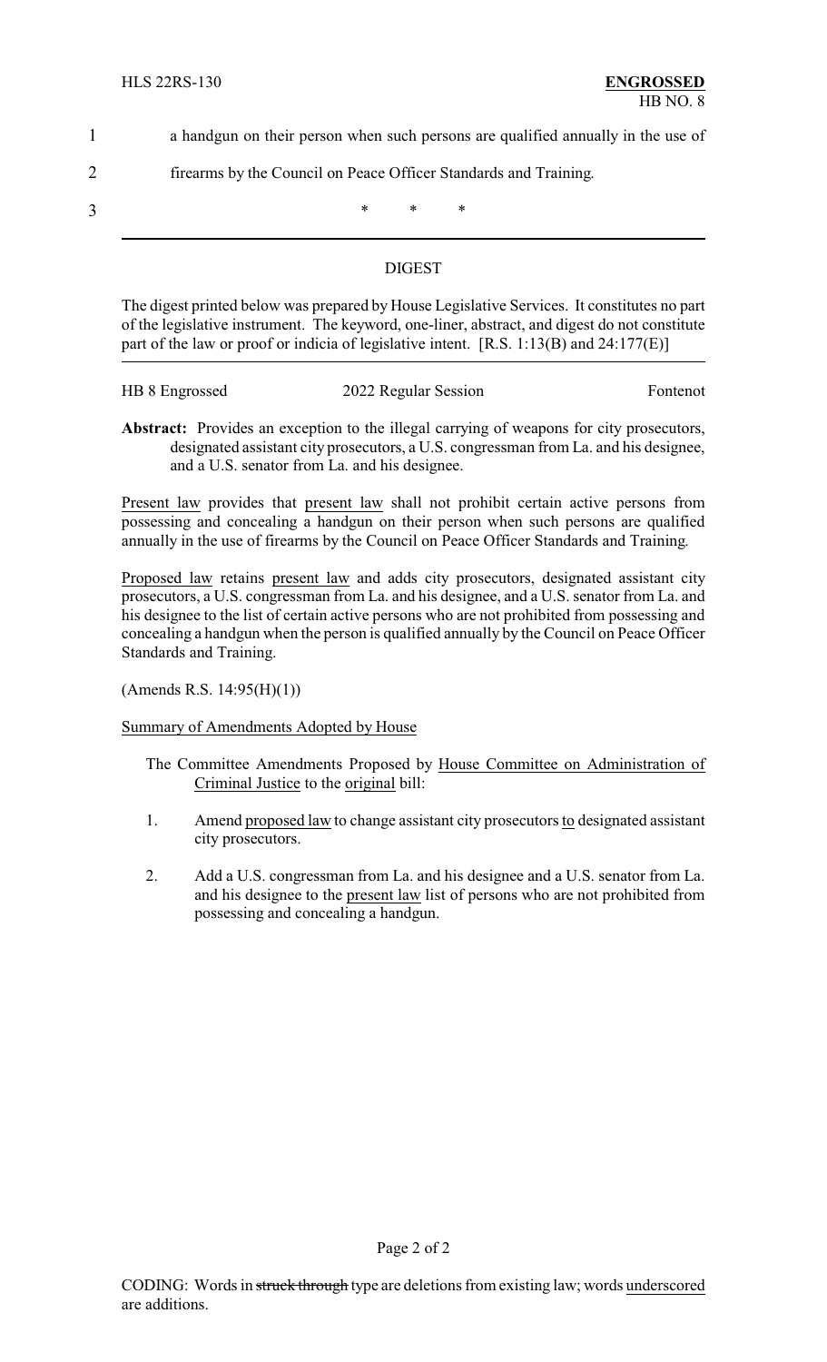1 a handgun on their person when such persons are qualified annually in the use of

2 firearms by the Council on Peace Officer Standards and Training.

3 * * *

---

DIGEST

The digest printed below was prepared by House Legislative Services. It constitutes no part of the legislative instrument. The keyword, one-liner, abstract, and digest do not constitute part of the law or proof or indicia of legislative intent. [R.S. 1:13(B) and 24:177(E)]

---

HB 8 Engrossed 2022 Regular Session Fontenot

**Abstract:** Provides an exception to the illegal carrying of weapons for city prosecutors, designated assistant city prosecutors, a U.S. congressman from La. and his designee, and a U.S. senator from La. and his designee.

Present law provides that present law shall not prohibit certain active persons from possessing and concealing a handgun on their person when such persons are qualified annually in the use of firearms by the Council on Peace Officer Standards and Training.

Proposed law retains present law and adds city prosecutors, designated assistant city prosecutors, a U.S. congressman from La. and his designee, and a U.S. senator from La. and his designee to the list of certain active persons who are not prohibited from possessing and concealing a handgun when the person is qualified annually by the Council on Peace Officer Standards and Training.

(Amends R.S. 14:95(H)(1))

Summary of Amendments Adopted by House

The Committee Amendments Proposed by House Committee on Administration of Criminal Justice to the original bill:

1. Amend proposed law to change assistant city prosecutors to designated assistant city prosecutors.

2. Add a U.S. congressman from La. and his designee and a U.S. senator from La. and his designee to the present law list of persons who are not prohibited from possessing and concealing a handgun.

CODING: Words in struck through type are deletions from existing law; words underscored are additions.